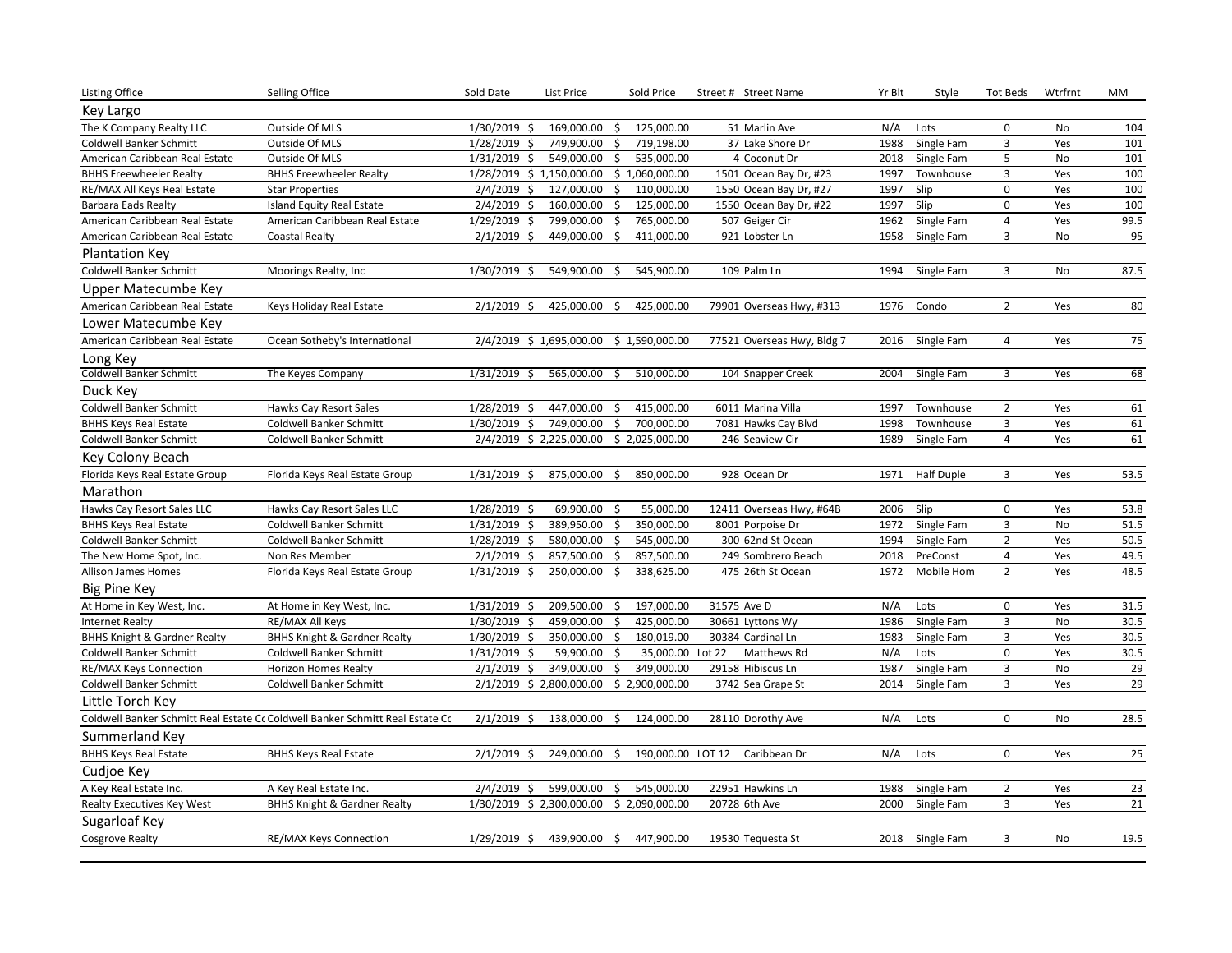| Listing Office | Selling Office | Sold Date | List Price | Sold Price | Street # | Street Name | Yr Blt | Style | Tot Beds | Wtrfrnt | MM |
|---|---|---|---|---|---|---|---|---|---|---|---|
| **Key Largo** | | | | | | | | | | | |
| The K Company Realty LLC | Outside Of MLS | 1/30/2019 | $ 169,000.00 | $ 125,000.00 | 51 | Marlin Ave | N/A | Lots | 0 | No | 104 |
| Coldwell Banker Schmitt | Outside Of MLS | 1/28/2019 | $ 749,900.00 | $ 719,198.00 | 37 | Lake Shore Dr | 1988 | Single Fam | 3 | Yes | 101 |
| American Caribbean Real Estate | Outside Of MLS | 1/31/2019 | $ 549,000.00 | $ 535,000.00 | 4 | Coconut Dr | 2018 | Single Fam | 5 | No | 101 |
| BHHS Freewheeler Realty | BHHS Freewheeler Realty | 1/28/2019 | $ 1,150,000.00 | $ 1,060,000.00 | 1501 | Ocean Bay Dr, #23 | 1997 | Townhouse | 3 | Yes | 100 |
| RE/MAX All Keys Real Estate | Star Properties | 2/4/2019 | $ 127,000.00 | $ 110,000.00 | 1550 | Ocean Bay Dr, #27 | 1997 | Slip | 0 | Yes | 100 |
| Barbara Eads Realty | Island Equity Real Estate | 2/4/2019 | $ 160,000.00 | $ 125,000.00 | 1550 | Ocean Bay Dr, #22 | 1997 | Slip | 0 | Yes | 100 |
| American Caribbean Real Estate | American Caribbean Real Estate | 1/29/2019 | $ 799,000.00 | $ 765,000.00 | 507 | Geiger Cir | 1962 | Single Fam | 4 | Yes | 99.5 |
| American Caribbean Real Estate | Coastal Realty | 2/1/2019 | $ 449,000.00 | $ 411,000.00 | 921 | Lobster Ln | 1958 | Single Fam | 3 | No | 95 |
| **Plantation Key** | | | | | | | | | | | |
| Coldwell Banker Schmitt | Moorings Realty, Inc | 1/30/2019 | $ 549,900.00 | $ 545,900.00 | 109 | Palm Ln | 1994 | Single Fam | 3 | No | 87.5 |
| **Upper Matecumbe Key** | | | | | | | | | | | |
| American Caribbean Real Estate | Keys Holiday Real Estate | 2/1/2019 | $ 425,000.00 | $ 425,000.00 | 79901 | Overseas Hwy, #313 | 1976 | Condo | 2 | Yes | 80 |
| **Lower Matecumbe Key** | | | | | | | | | | | |
| American Caribbean Real Estate | Ocean Sotheby's International | 2/4/2019 | $ 1,695,000.00 | $ 1,590,000.00 | 77521 | Overseas Hwy, Bldg 7 | 2016 | Single Fam | 4 | Yes | 75 |
| **Long Key** | | | | | | | | | | | |
| Coldwell Banker Schmitt | The Keyes Company | 1/31/2019 | $ 565,000.00 | $ 510,000.00 | 104 | Snapper Creek | 2004 | Single Fam | 3 | Yes | 68 |
| **Duck Key** | | | | | | | | | | | |
| Coldwell Banker Schmitt | Hawks Cay Resort Sales | 1/28/2019 | $ 447,000.00 | $ 415,000.00 | 6011 | Marina Villa | 1997 | Townhouse | 2 | Yes | 61 |
| BHHS Keys Real Estate | Coldwell Banker Schmitt | 1/30/2019 | $ 749,000.00 | $ 700,000.00 | 7081 | Hawks Cay Blvd | 1998 | Townhouse | 3 | Yes | 61 |
| Coldwell Banker Schmitt | Coldwell Banker Schmitt | 2/4/2019 | $ 2,225,000.00 | $ 2,025,000.00 | 246 | Seaview Cir | 1989 | Single Fam | 4 | Yes | 61 |
| **Key Colony Beach** | | | | | | | | | | | |
| Florida Keys Real Estate Group | Florida Keys Real Estate Group | 1/31/2019 | $ 875,000.00 | $ 850,000.00 | 928 | Ocean Dr | 1971 | Half Duple | 3 | Yes | 53.5 |
| **Marathon** | | | | | | | | | | | |
| Hawks Cay Resort Sales LLC | Hawks Cay Resort Sales LLC | 1/28/2019 | $ 69,900.00 | $ 55,000.00 | 12411 | Overseas Hwy, #64B | 2006 | Slip | 0 | Yes | 53.8 |
| BHHS Keys Real Estate | Coldwell Banker Schmitt | 1/31/2019 | $ 389,950.00 | $ 350,000.00 | 8001 | Porpoise Dr | 1972 | Single Fam | 3 | No | 51.5 |
| Coldwell Banker Schmitt | Coldwell Banker Schmitt | 1/28/2019 | $ 580,000.00 | $ 545,000.00 | 300 | 62nd St Ocean | 1994 | Single Fam | 2 | Yes | 50.5 |
| The New Home Spot, Inc. | Non Res Member | 2/1/2019 | $ 857,500.00 | $ 857,500.00 | 249 | Sombrero Beach | 2018 | PreConst | 4 | Yes | 49.5 |
| Allison James Homes | Florida Keys Real Estate Group | 1/31/2019 | $ 250,000.00 | $ 338,625.00 | 475 | 26th St Ocean | 1972 | Mobile Hom | 2 | Yes | 48.5 |
| **Big Pine Key** | | | | | | | | | | | |
| At Home in Key West, Inc. | At Home in Key West, Inc. | 1/31/2019 | $ 209,500.00 | $ 197,000.00 | 31575 | Ave D | N/A | Lots | 0 | Yes | 31.5 |
| Internet Realty | RE/MAX All Keys | 1/30/2019 | $ 459,000.00 | $ 425,000.00 | 30661 | Lyttons Wy | 1986 | Single Fam | 3 | No | 30.5 |
| BHHS Knight & Gardner Realty | BHHS Knight & Gardner Realty | 1/30/2019 | $ 350,000.00 | $ 180,019.00 | 30384 | Cardinal Ln | 1983 | Single Fam | 3 | Yes | 30.5 |
| Coldwell Banker Schmitt | Coldwell Banker Schmitt | 1/31/2019 | $ 59,900.00 | $ 35,000.00 | Lot 22 | Matthews Rd | N/A | Lots | 0 | Yes | 30.5 |
| RE/MAX Keys Connection | Horizon Homes Realty | 2/1/2019 | $ 349,000.00 | $ 349,000.00 | 29158 | Hibiscus Ln | 1987 | Single Fam | 3 | No | 29 |
| Coldwell Banker Schmitt | Coldwell Banker Schmitt | 2/1/2019 | $ 2,800,000.00 | $ 2,900,000.00 | 3742 | Sea Grape St | 2014 | Single Fam | 3 | Yes | 29 |
| **Little Torch Key** | | | | | | | | | | | |
| Coldwell Banker Schmitt Real Estate Co | Coldwell Banker Schmitt Real Estate Co | 2/1/2019 | $ 138,000.00 | $ 124,000.00 | 28110 | Dorothy Ave | N/A | Lots | 0 | No | 28.5 |
| **Summerland Key** | | | | | | | | | | | |
| BHHS Keys Real Estate | BHHS Keys Real Estate | 2/1/2019 | $ 249,000.00 | $ 190,000.00 | LOT 12 | Caribbean Dr | N/A | Lots | 0 | Yes | 25 |
| **Cudjoe Key** | | | | | | | | | | | |
| A Key Real Estate Inc. | A Key Real Estate Inc. | 2/4/2019 | $ 599,000.00 | $ 545,000.00 | 22951 | Hawkins Ln | 1988 | Single Fam | 2 | Yes | 23 |
| Realty Executives Key West | BHHS Knight & Gardner Realty | 1/30/2019 | $ 2,300,000.00 | $ 2,090,000.00 | 20728 | 6th Ave | 2000 | Single Fam | 3 | Yes | 21 |
| **Sugarloaf Key** | | | | | | | | | | | |
| Cosgrove Realty | RE/MAX Keys Connection | 1/29/2019 | $ 439,900.00 | $ 447,900.00 | 19530 | Tequesta St | 2018 | Single Fam | 3 | No | 19.5 |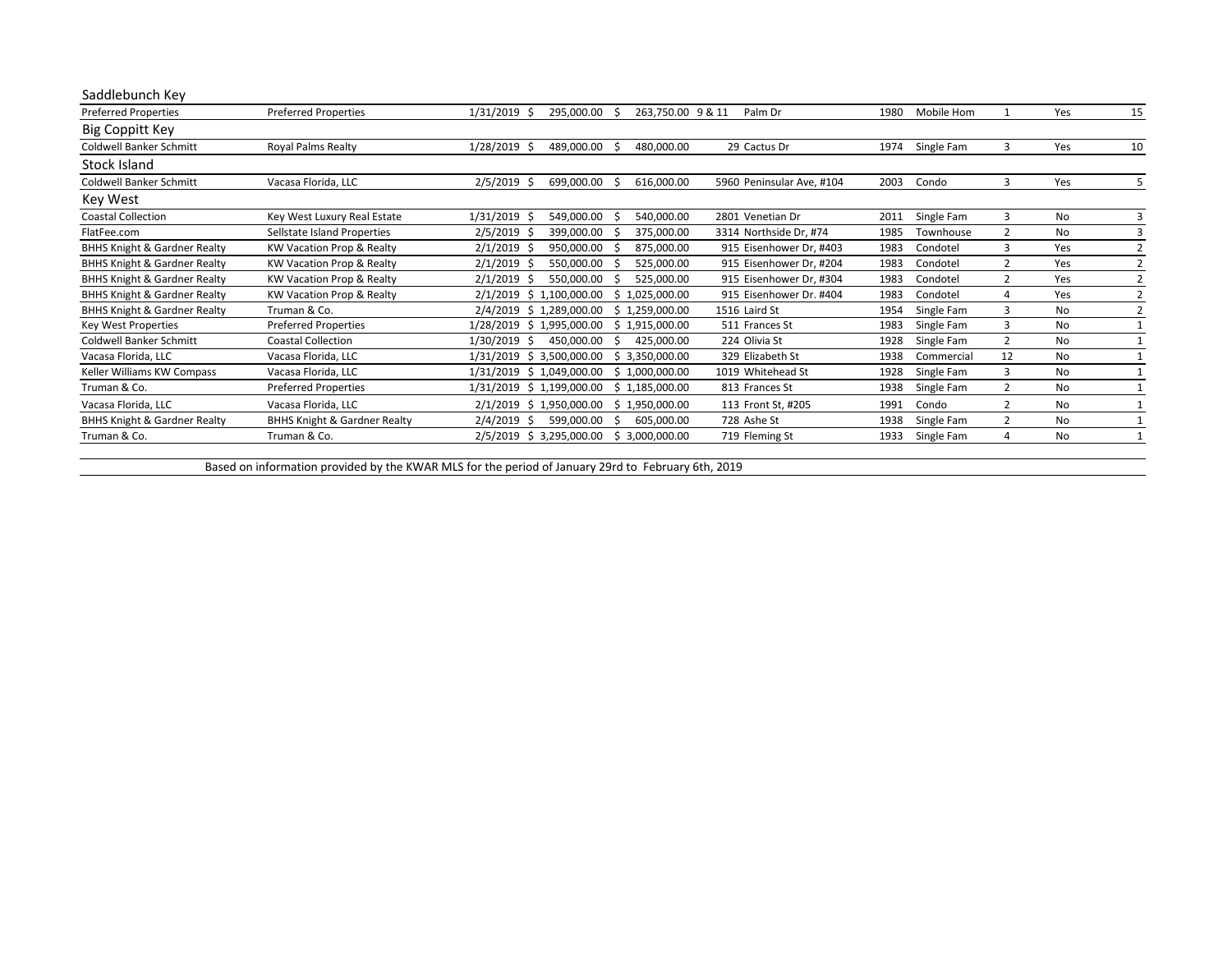| | | | | | | | | | |
|---|---|---|---|---|---|---|---|---|---|
| **Saddlebunch Key** | | | | | | | | | |
| Preferred Properties | Preferred Properties | 1/31/2019 | $ 295,000.00 | $ 263,750.00 | 9 & 11 Palm Dr | 1980 | Mobile Hom | 1 | Yes | 15 |
| **Big Coppitt Key** | | | | | | | | | |
| Coldwell Banker Schmitt | Royal Palms Realty | 1/28/2019 | $ 489,000.00 | $ 480,000.00 | 29 Cactus Dr | 1974 | Single Fam | 3 | Yes | 10 |
| **Stock Island** | | | | | | | | | |
| Coldwell Banker Schmitt | Vacasa Florida, LLC | 2/5/2019 | $ 699,000.00 | $ 616,000.00 | 5960 Peninsular Ave, #104 | 2003 | Condo | 3 | Yes | 5 |
| **Key West** | | | | | | | | | |
| Coastal Collection | Key West Luxury Real Estate | 1/31/2019 | $ 549,000.00 | $ 540,000.00 | 2801 Venetian Dr | 2011 | Single Fam | 3 | No | 3 |
| FlatFee.com | Sellstate Island Properties | 2/5/2019 | $ 399,000.00 | $ 375,000.00 | 3314 Northside Dr, #74 | 1985 | Townhouse | 2 | No | 3 |
| BHHS Knight & Gardner Realty | KW Vacation Prop & Realty | 2/1/2019 | $ 950,000.00 | $ 875,000.00 | 915 Eisenhower Dr, #403 | 1983 | Condotel | 3 | Yes | 2 |
| BHHS Knight & Gardner Realty | KW Vacation Prop & Realty | 2/1/2019 | $ 550,000.00 | $ 525,000.00 | 915 Eisenhower Dr, #204 | 1983 | Condotel | 2 | Yes | 2 |
| BHHS Knight & Gardner Realty | KW Vacation Prop & Realty | 2/1/2019 | $ 550,000.00 | $ 525,000.00 | 915 Eisenhower Dr, #304 | 1983 | Condotel | 2 | Yes | 2 |
| BHHS Knight & Gardner Realty | KW Vacation Prop & Realty | 2/1/2019 | $ 1,100,000.00 | $ 1,025,000.00 | 915 Eisenhower Dr. #404 | 1983 | Condotel | 4 | Yes | 2 |
| BHHS Knight & Gardner Realty | Truman & Co. | 2/4/2019 | $ 1,289,000.00 | $ 1,259,000.00 | 1516 Laird St | 1954 | Single Fam | 3 | No | 2 |
| Key West Properties | Preferred Properties | 1/28/2019 | $ 1,995,000.00 | $ 1,915,000.00 | 511 Frances St | 1983 | Single Fam | 3 | No | 1 |
| Coldwell Banker Schmitt | Coastal Collection | 1/30/2019 | $ 450,000.00 | $ 425,000.00 | 224 Olivia St | 1928 | Single Fam | 2 | No | 1 |
| Vacasa Florida, LLC | Vacasa Florida, LLC | 1/31/2019 | $ 3,500,000.00 | $ 3,350,000.00 | 329 Elizabeth St | 1938 | Commercial | 12 | No | 1 |
| Keller Williams KW Compass | Vacasa Florida, LLC | 1/31/2019 | $ 1,049,000.00 | $ 1,000,000.00 | 1019 Whitehead St | 1928 | Single Fam | 3 | No | 1 |
| Truman & Co. | Preferred Properties | 1/31/2019 | $ 1,199,000.00 | $ 1,185,000.00 | 813 Frances St | 1938 | Single Fam | 2 | No | 1 |
| Vacasa Florida, LLC | Vacasa Florida, LLC | 2/1/2019 | $ 1,950,000.00 | $ 1,950,000.00 | 113 Front St, #205 | 1991 | Condo | 2 | No | 1 |
| BHHS Knight & Gardner Realty | BHHS Knight & Gardner Realty | 2/4/2019 | $ 599,000.00 | $ 605,000.00 | 728 Ashe St | 1938 | Single Fam | 2 | No | 1 |
| Truman & Co. | Truman & Co. | 2/5/2019 | $ 3,295,000.00 | $ 3,000,000.00 | 719 Fleming St | 1933 | Single Fam | 4 | No | 1 |

Based on information provided by the KWAR MLS for the period of January 29rd to February 6th, 2019